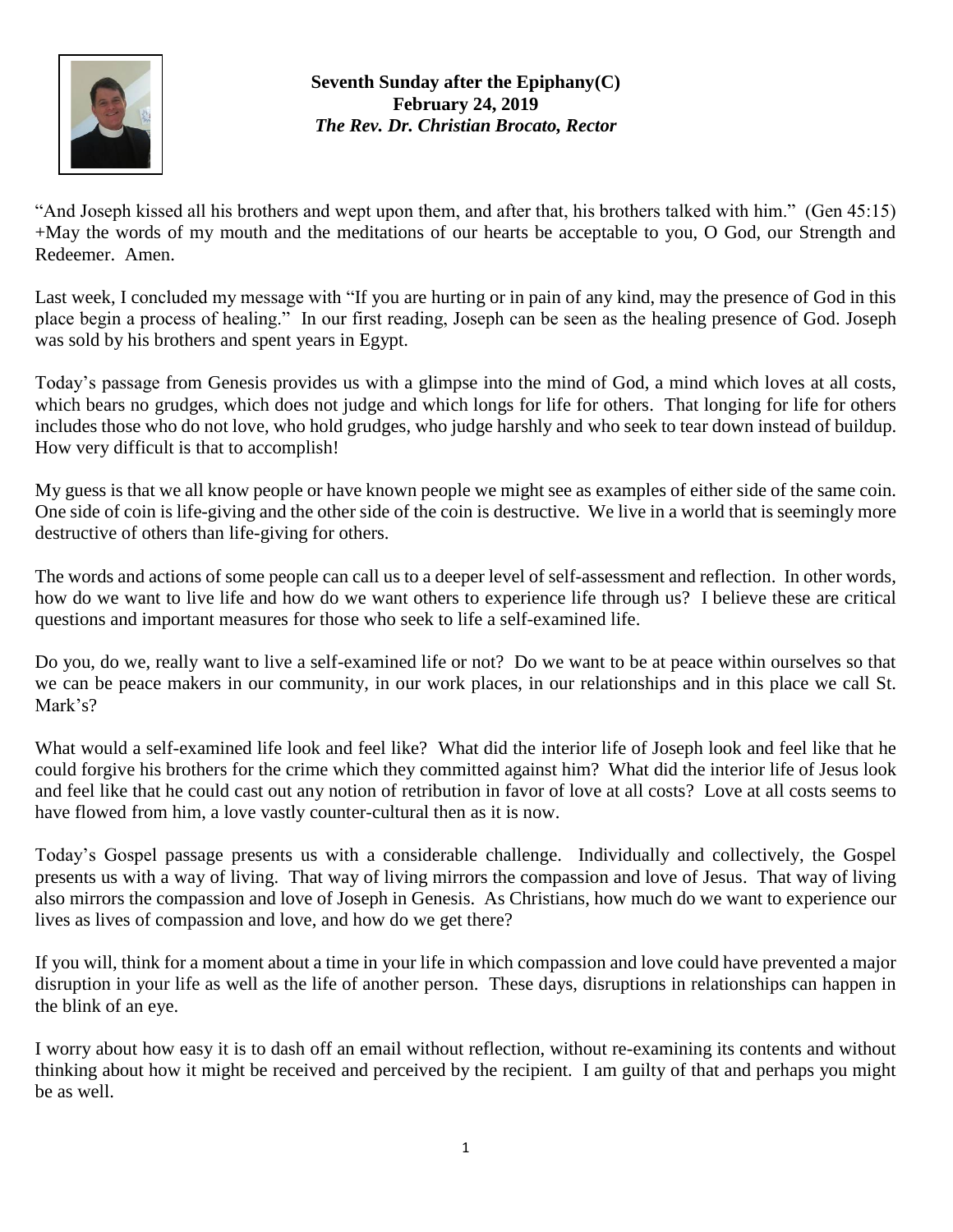**Seventh Sunday after the Epiphany(C)**
**February 24, 2019**
***The Rev. Dr. Christian Brocato, Rector***

"And Joseph kissed all his brothers and wept upon them, and after that, his brothers talked with him." (Gen 45:15) +May the words of my mouth and the meditations of our hearts be acceptable to you, O God, our Strength and Redeemer. Amen.

Last week, I concluded my message with "If you are hurting or in pain of any kind, may the presence of God in this place begin a process of healing." In our first reading, Joseph can be seen as the healing presence of God. Joseph was sold by his brothers and spent years in Egypt.

Today's passage from Genesis provides us with a glimpse into the mind of God, a mind which loves at all costs, which bears no grudges, which does not judge and which longs for life for others. That longing for life for others includes those who do not love, who hold grudges, who judge harshly and who seek to tear down instead of buildup. How very difficult is that to accomplish!

My guess is that we all know people or have known people we might see as examples of either side of the same coin. One side of coin is life-giving and the other side of the coin is destructive. We live in a world that is seemingly more destructive of others than life-giving for others.

The words and actions of some people can call us to a deeper level of self-assessment and reflection. In other words, how do we want to live life and how do we want others to experience life through us? I believe these are critical questions and important measures for those who seek to life a self-examined life.

Do you, do we, really want to live a self-examined life or not? Do we want to be at peace within ourselves so that we can be peace makers in our community, in our work places, in our relationships and in this place we call St. Mark's?

What would a self-examined life look and feel like? What did the interior life of Joseph look and feel like that he could forgive his brothers for the crime which they committed against him? What did the interior life of Jesus look and feel like that he could cast out any notion of retribution in favor of love at all costs? Love at all costs seems to have flowed from him, a love vastly counter-cultural then as it is now.

Today's Gospel passage presents us with a considerable challenge. Individually and collectively, the Gospel presents us with a way of living. That way of living mirrors the compassion and love of Jesus. That way of living also mirrors the compassion and love of Joseph in Genesis. As Christians, how much do we want to experience our lives as lives of compassion and love, and how do we get there?

If you will, think for a moment about a time in your life in which compassion and love could have prevented a major disruption in your life as well as the life of another person. These days, disruptions in relationships can happen in the blink of an eye.

I worry about how easy it is to dash off an email without reflection, without re-examining its contents and without thinking about how it might be received and perceived by the recipient. I am guilty of that and perhaps you might be as well.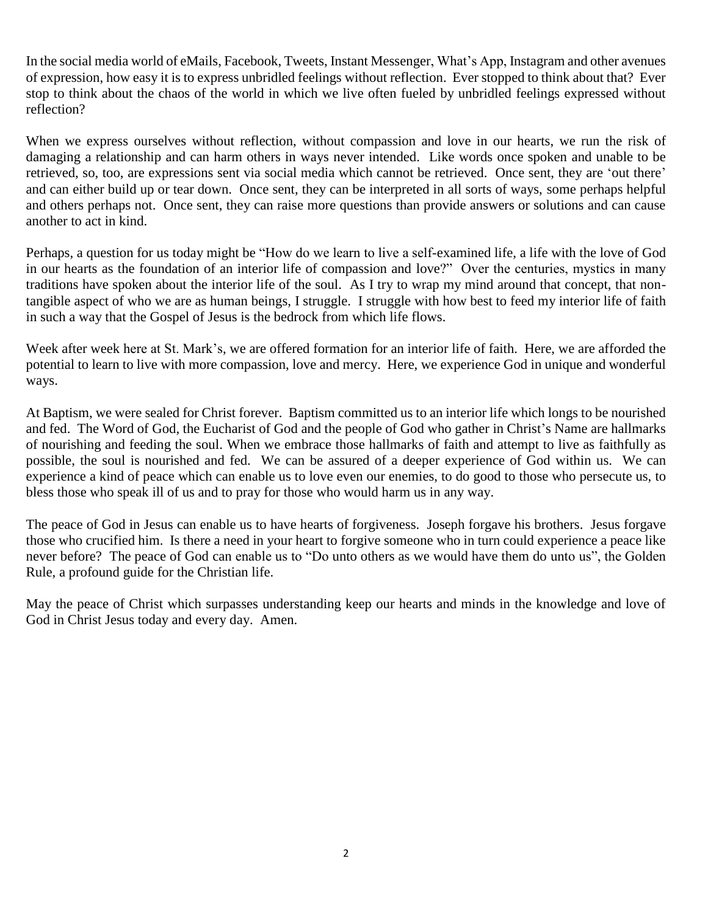In the social media world of eMails, Facebook, Tweets, Instant Messenger, What's App, Instagram and other avenues of expression, how easy it is to express unbridled feelings without reflection. Ever stopped to think about that? Ever stop to think about the chaos of the world in which we live often fueled by unbridled feelings expressed without reflection?

When we express ourselves without reflection, without compassion and love in our hearts, we run the risk of damaging a relationship and can harm others in ways never intended. Like words once spoken and unable to be retrieved, so, too, are expressions sent via social media which cannot be retrieved. Once sent, they are 'out there' and can either build up or tear down. Once sent, they can be interpreted in all sorts of ways, some perhaps helpful and others perhaps not. Once sent, they can raise more questions than provide answers or solutions and can cause another to act in kind.

Perhaps, a question for us today might be "How do we learn to live a self-examined life, a life with the love of God in our hearts as the foundation of an interior life of compassion and love?" Over the centuries, mystics in many traditions have spoken about the interior life of the soul. As I try to wrap my mind around that concept, that non-tangible aspect of who we are as human beings, I struggle. I struggle with how best to feed my interior life of faith in such a way that the Gospel of Jesus is the bedrock from which life flows.

Week after week here at St. Mark's, we are offered formation for an interior life of faith. Here, we are afforded the potential to learn to live with more compassion, love and mercy. Here, we experience God in unique and wonderful ways.

At Baptism, we were sealed for Christ forever. Baptism committed us to an interior life which longs to be nourished and fed. The Word of God, the Eucharist of God and the people of God who gather in Christ's Name are hallmarks of nourishing and feeding the soul. When we embrace those hallmarks of faith and attempt to live as faithfully as possible, the soul is nourished and fed. We can be assured of a deeper experience of God within us. We can experience a kind of peace which can enable us to love even our enemies, to do good to those who persecute us, to bless those who speak ill of us and to pray for those who would harm us in any way.

The peace of God in Jesus can enable us to have hearts of forgiveness. Joseph forgave his brothers. Jesus forgave those who crucified him. Is there a need in your heart to forgive someone who in turn could experience a peace like never before? The peace of God can enable us to "Do unto others as we would have them do unto us", the Golden Rule, a profound guide for the Christian life.

May the peace of Christ which surpasses understanding keep our hearts and minds in the knowledge and love of God in Christ Jesus today and every day. Amen.